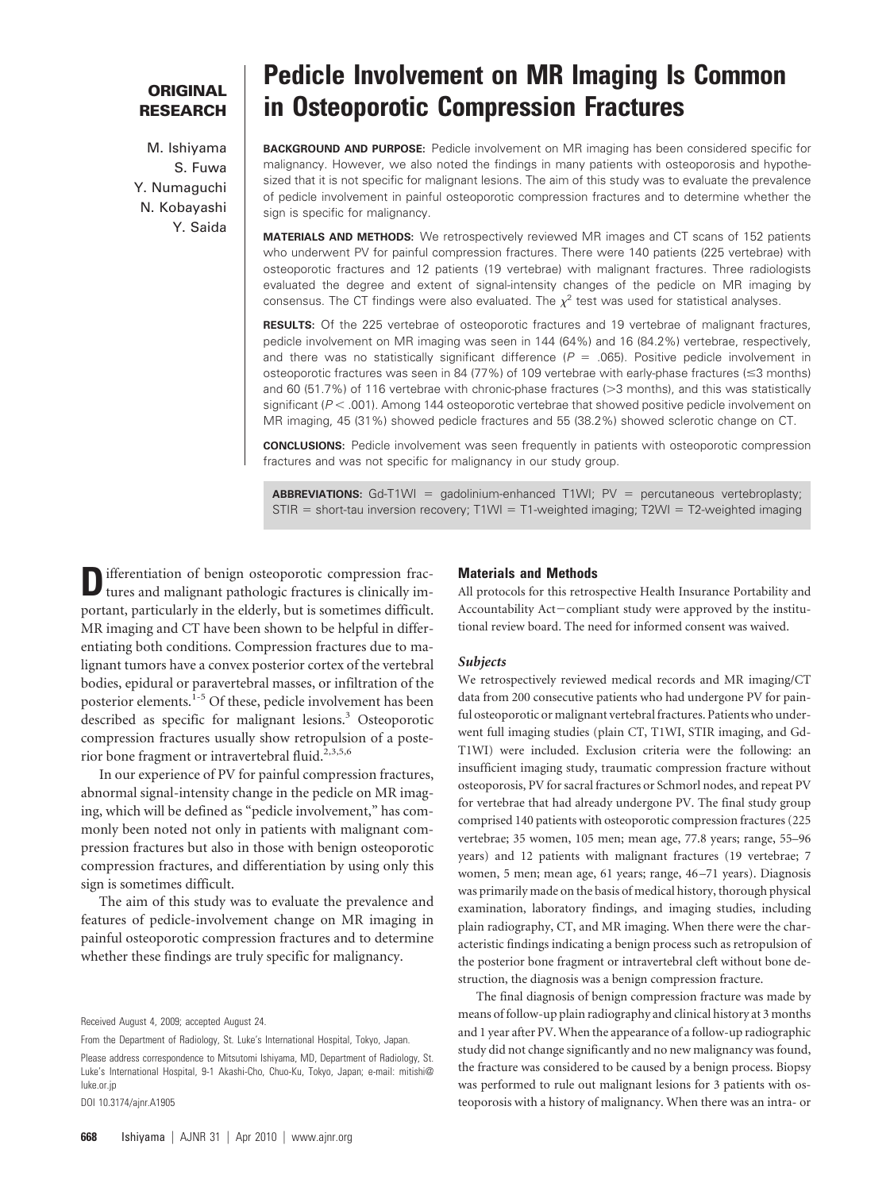ORIGINAL RESEARCH

# Pedicle Involvement on MR Imaging Is Common in Osteoporotic Compression Fractures

M. Ishiyama
S. Fuwa
Y. Numaguchi
N. Kobayashi
Y. Saida

**BACKGROUND AND PURPOSE:** Pedicle involvement on MR imaging has been considered specific for malignancy. However, we also noted the findings in many patients with osteoporosis and hypothesized that it is not specific for malignant lesions. The aim of this study was to evaluate the prevalence of pedicle involvement in painful osteoporotic compression fractures and to determine whether the sign is specific for malignancy.

**MATERIALS AND METHODS:** We retrospectively reviewed MR images and CT scans of 152 patients who underwent PV for painful compression fractures. There were 140 patients (225 vertebrae) with osteoporotic fractures and 12 patients (19 vertebrae) with malignant fractures. Three radiologists evaluated the degree and extent of signal-intensity changes of the pedicle on MR imaging by consensus. The CT findings were also evaluated. The $\chi^2$ test was used for statistical analyses.

**RESULTS:** Of the 225 vertebrae of osteoporotic fractures and 19 vertebrae of malignant fractures, pedicle involvement on MR imaging was seen in 144 (64%) and 16 (84.2%) vertebrae, respectively, and there was no statistically significant difference ($P = .065$). Positive pedicle involvement in osteoporotic fractures was seen in 84 (77%) of 109 vertebrae with early-phase fractures (≤3 months) and 60 (51.7%) of 116 vertebrae with chronic-phase fractures (>3 months), and this was statistically significant ($P < .001$). Among 144 osteoporotic vertebrae that showed positive pedicle involvement on MR imaging, 45 (31%) showed pedicle fractures and 55 (38.2%) showed sclerotic change on CT.

**CONCLUSIONS:** Pedicle involvement was seen frequently in patients with osteoporotic compression fractures and was not specific for malignancy in our study group.

**ABBREVIATIONS:** Gd-T1WI = gadolinium-enhanced T1WI; PV = percutaneous vertebroplasty; STIR = short-tau inversion recovery; T1WI = T1-weighted imaging; T2WI = T2-weighted imaging

Differentiation of benign osteoporotic compression fractures and malignant pathologic fractures is clinically important, particularly in the elderly, but is sometimes difficult. MR imaging and CT have been shown to be helpful in differentiating both conditions. Compression fractures due to malignant tumors have a convex posterior cortex of the vertebral bodies, epidural or paravertebral masses, or infiltration of the posterior elements.[1-5] Of these, pedicle involvement has been described as specific for malignant lesions.[3] Osteoporotic compression fractures usually show retropulsion of a posterior bone fragment or intravertebral fluid.[2,3,5,6]

In our experience of PV for painful compression fractures, abnormal signal-intensity change in the pedicle on MR imaging, which will be defined as "pedicle involvement," has commonly been noted not only in patients with malignant compression fractures but also in those with benign osteoporotic compression fractures, and differentiation by using only this sign is sometimes difficult.

The aim of this study was to evaluate the prevalence and features of pedicle-involvement change on MR imaging in painful osteoporotic compression fractures and to determine whether these findings are truly specific for malignancy.

Received August 4, 2009; accepted August 24.

From the Department of Radiology, St. Luke's International Hospital, Tokyo, Japan.

Please address correspondence to Mitsutomi Ishiyama, MD, Department of Radiology, St. Luke's International Hospital, 9-1 Akashi-Cho, Chuo-Ku, Tokyo, Japan; e-mail: mitishi@luke.or.jp

DOI 10.3174/ajnr.A1905

## Materials and Methods

All protocols for this retrospective Health Insurance Portability and Accountability Act–compliant study were approved by the institutional review board. The need for informed consent was waived.

### *Subjects*

We retrospectively reviewed medical records and MR imaging/CT data from 200 consecutive patients who had undergone PV for painful osteoporotic or malignant vertebral fractures. Patients who underwent full imaging studies (plain CT, T1WI, STIR imaging, and Gd-T1WI) were included. Exclusion criteria were the following: an insufficient imaging study, traumatic compression fracture without osteoporosis, PV for sacral fractures or Schmorl nodes, and repeat PV for vertebrae that had already undergone PV. The final study group comprised 140 patients with osteoporotic compression fractures (225 vertebrae; 35 women, 105 men; mean age, 77.8 years; range, 55–96 years) and 12 patients with malignant fractures (19 vertebrae; 7 women, 5 men; mean age, 61 years; range, 46–71 years). Diagnosis was primarily made on the basis of medical history, thorough physical examination, laboratory findings, and imaging studies, including plain radiography, CT, and MR imaging. When there were the characteristic findings indicating a benign process such as retropulsion of the posterior bone fragment or intravertebral cleft without bone destruction, the diagnosis was a benign compression fracture.

The final diagnosis of benign compression fracture was made by means of follow-up plain radiography and clinical history at 3 months and 1 year after PV. When the appearance of a follow-up radiographic study did not change significantly and no new malignancy was found, the fracture was considered to be caused by a benign process. Biopsy was performed to rule out malignant lesions for 3 patients with osteoporosis with a history of malignancy. When there was an intra- or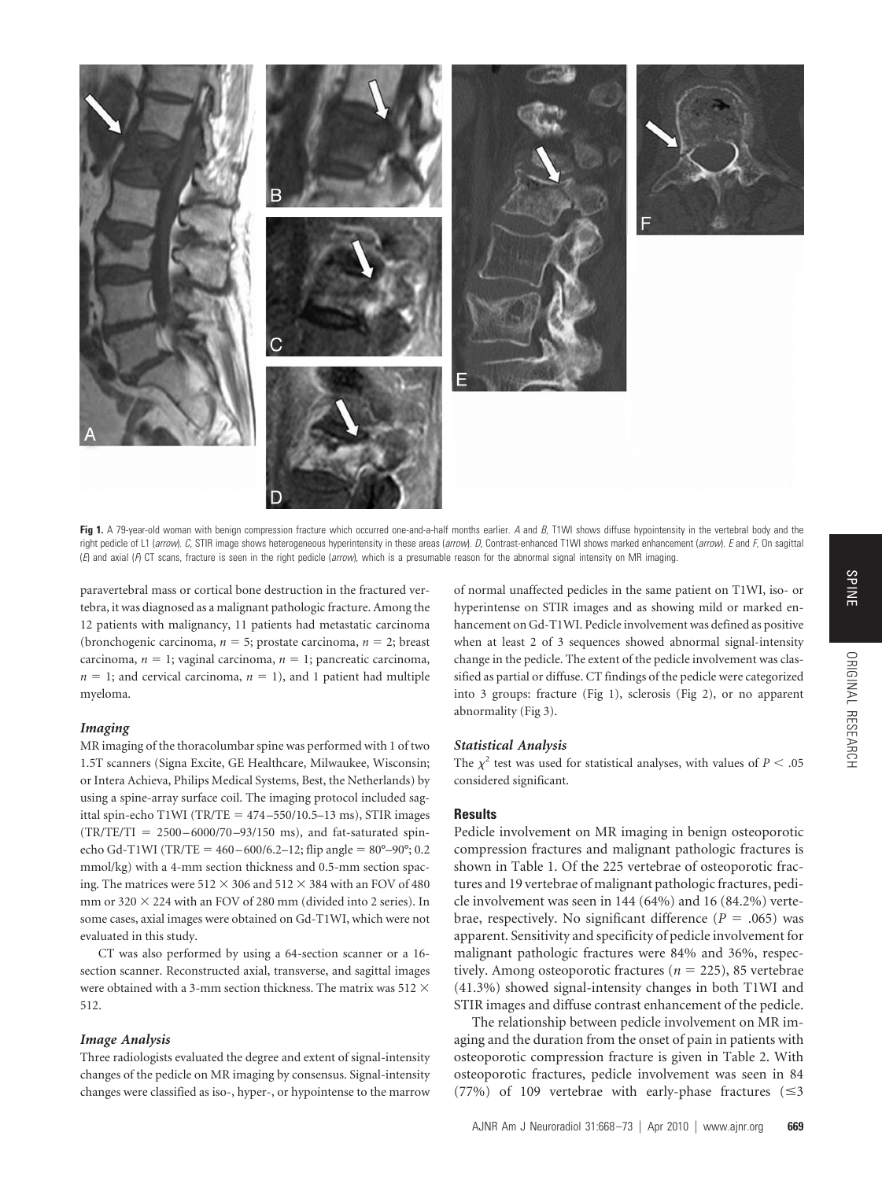**Fig 1.** A 79-year-old woman with benign compression fracture which occurred one-and-a-half months earlier. *A* and *B*, T1WI shows diffuse hypointensity in the vertebral body and the right pedicle of L1 (*arrow*). *C*, STIR image shows heterogeneous hyperintensity in these areas (*arrow*). *D*, Contrast-enhanced T1WI shows marked enhancement (*arrow*). *E* and *F*, On sagittal (*E*) and axial (*F*) CT scans, fracture is seen in the right pedicle (*arrow*), which is a presumable reason for the abnormal signal intensity on MR imaging.

paravertebral mass or cortical bone destruction in the fractured vertebra, it was diagnosed as a malignant pathologic fracture. Among the 12 patients with malignancy, 11 patients had metastatic carcinoma (bronchogenic carcinoma, $n = 5$; prostate carcinoma, $n = 2$; breast carcinoma, $n = 1$; vaginal carcinoma, $n = 1$; pancreatic carcinoma, $n = 1$; and cervical carcinoma, $n = 1$), and 1 patient had multiple myeloma.

### *Imaging*

MR imaging of the thoracolumbar spine was performed with 1 of two 1.5T scanners (Signa Excite, GE Healthcare, Milwaukee, Wisconsin; or Intera Achieva, Philips Medical Systems, Best, the Netherlands) by using a spine-array surface coil. The imaging protocol included sagittal spin-echo T1WI (TR/TE = 474–550/10.5–13 ms), STIR images (TR/TE/TI = 2500–6000/70–93/150 ms), and fat-saturated spin-echo Gd-T1WI (TR/TE = 460–600/6.2–12; flip angle = 80°–90°; 0.2 mmol/kg) with a 4-mm section thickness and 0.5-mm section spacing. The matrices were 512 × 306 and 512 × 384 with an FOV of 480 mm or 320 × 224 with an FOV of 280 mm (divided into 2 series). In some cases, axial images were obtained on Gd-T1WI, which were not evaluated in this study.

CT was also performed by using a 64-section scanner or a 16-section scanner. Reconstructed axial, transverse, and sagittal images were obtained with a 3-mm section thickness. The matrix was 512 × 512.

### *Image Analysis*

Three radiologists evaluated the degree and extent of signal-intensity changes of the pedicle on MR imaging by consensus. Signal-intensity changes were classified as iso-, hyper-, or hypointense to the marrow of normal unaffected pedicles in the same patient on T1WI, iso- or hyperintense on STIR images and as showing mild or marked enhancement on Gd-T1WI. Pedicle involvement was defined as positive when at least 2 of 3 sequences showed abnormal signal-intensity change in the pedicle. The extent of the pedicle involvement was classified as partial or diffuse. CT findings of the pedicle were categorized into 3 groups: fracture (Fig 1), sclerosis (Fig 2), or no apparent abnormality (Fig 3).

### *Statistical Analysis*

The $\chi^2$ test was used for statistical analyses, with values of $P < .05$ considered significant.

## Results

Pedicle involvement on MR imaging in benign osteoporotic compression fractures and malignant pathologic fractures is shown in Table 1. Of the 225 vertebrae of osteoporotic fractures and 19 vertebrae of malignant pathologic fractures, pedicle involvement was seen in 144 (64%) and 16 (84.2%) vertebrae, respectively. No significant difference ($P = .065$) was apparent. Sensitivity and specificity of pedicle involvement for malignant pathologic fractures were 84% and 36%, respectively. Among osteoporotic fractures ($n = 225$), 85 vertebrae (41.3%) showed signal-intensity changes in both T1WI and STIR images and diffuse contrast enhancement of the pedicle.

The relationship between pedicle involvement on MR imaging and the duration from the onset of pain in patients with osteoporotic compression fracture is given in Table 2. With osteoporotic fractures, pedicle involvement was seen in 84 (77%) of 109 vertebrae with early-phase fractures (≤3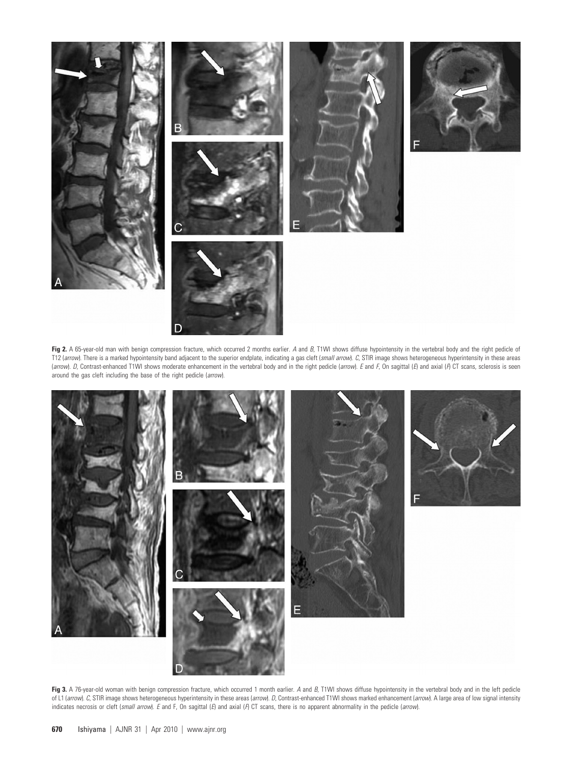**Fig 2.** A 65-year-old man with benign compression fracture, which occurred 2 months earlier. *A* and *B*, T1WI shows diffuse hypointensity in the vertebral body and the right pedicle of T12 (*arrow*). There is a marked hypointensity band adjacent to the superior endplate, indicating a gas cleft (*small arrow*). *C*, STIR image shows heterogeneous hyperintensity in these areas (*arrow*). *D*, Contrast-enhanced T1WI shows moderate enhancement in the vertebral body and in the right pedicle (*arrow*). *E* and *F*, On sagittal (*E*) and axial (*F*) CT scans, sclerosis is seen around the gas cleft including the base of the right pedicle (*arrow*).

**Fig 3.** A 76-year-old woman with benign compression fracture, which occurred 1 month earlier. *A* and *B*, T1WI shows diffuse hypointensity in the vertebral body and in the left pedicle of L1 (*arrow*). *C*, STIR image shows heterogeneous hyperintensity in these areas (*arrow*). *D*, Contrast-enhanced T1WI shows marked enhancement (*arrow*). A large area of low signal intensity indicates necrosis or cleft (*small arrow*). *E* and F, On sagittal (*E*) and axial (*F*) CT scans, there is no apparent abnormality in the pedicle (*arrow*).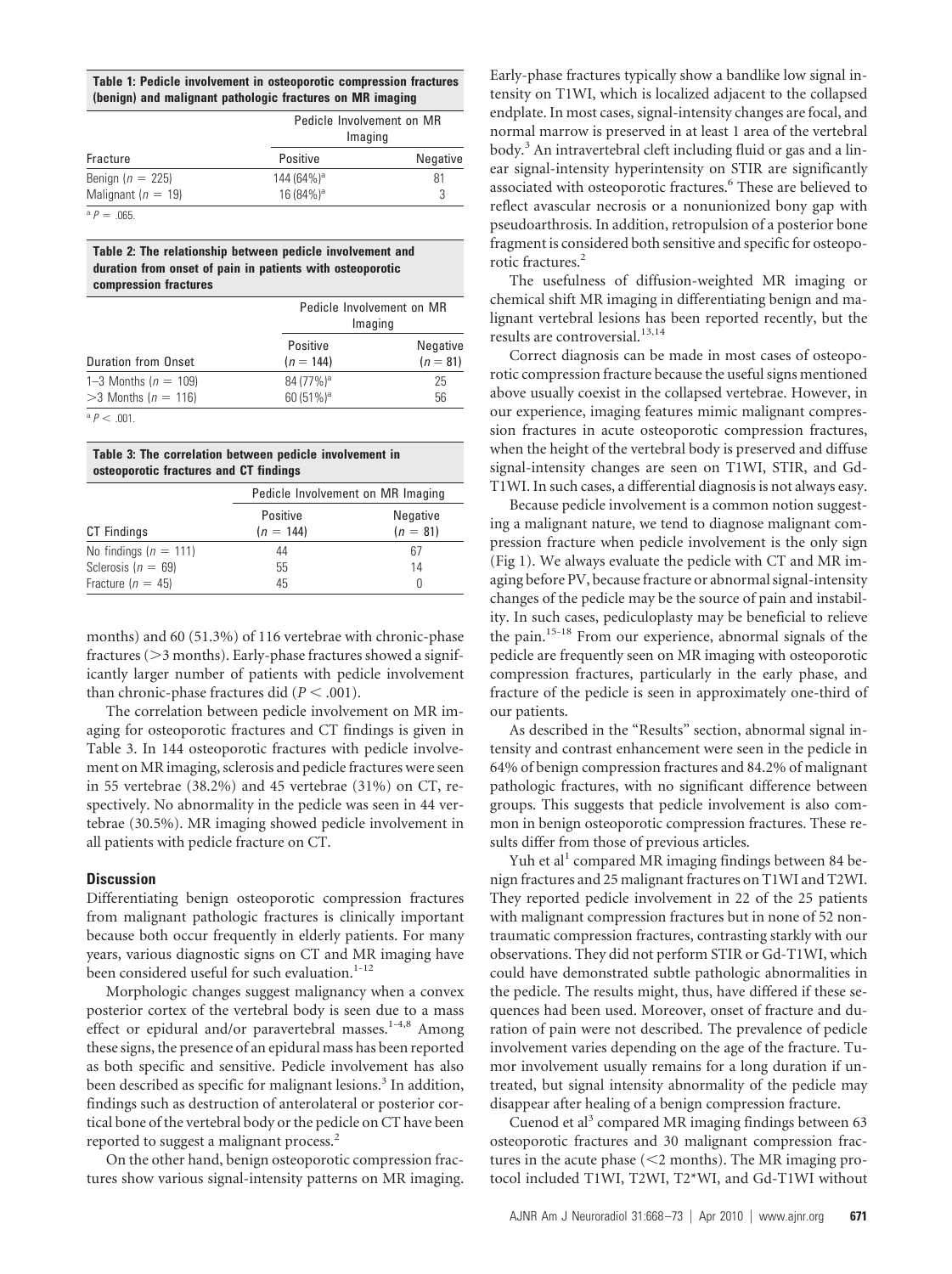**Table 1: Pedicle involvement in osteoporotic compression fractures (benign) and malignant pathologic fractures on MR imaging**

| Fracture | Pedicle Involvement on MR Imaging | |
|---|---|---|
| | Positive | Negative |
| Benign ($n$ = 225) | 144 (64%)[a] | 81 |
| Malignant ($n$ = 19) | 16 (84%)[a] | 3 |

[a] $P$ = .065.

**Table 2: The relationship between pedicle involvement and duration from onset of pain in patients with osteoporotic compression fractures**

| Duration from Onset | Pedicle Involvement on MR Imaging | |
|---|---|---|
| | Positive ($n$ = 144) | Negative ($n$ = 81) |
| 1–3 Months ($n$ = 109) | 84 (77%)[a] | 25 |
| >3 Months ($n$ = 116) | 60 (51%)[a] | 56 |

[a] $P < .001$.

**Table 3: The correlation between pedicle involvement in osteoporotic fractures and CT findings**

| CT Findings | Pedicle Involvement on MR Imaging | |
|---|---|---|
| | Positive ($n$ = 144) | Negative ($n$ = 81) |
| No findings ($n$ = 111) | 44 | 67 |
| Sclerosis ($n$ = 69) | 55 | 14 |
| Fracture ($n$ = 45) | 45 | 0 |

months) and 60 (51.3%) of 116 vertebrae with chronic-phase fractures (>3 months). Early-phase fractures showed a significantly larger number of patients with pedicle involvement than chronic-phase fractures did ($P < .001$).

The correlation between pedicle involvement on MR imaging for osteoporotic fractures and CT findings is given in Table 3. In 144 osteoporotic fractures with pedicle involvement on MR imaging, sclerosis and pedicle fractures were seen in 55 vertebrae (38.2%) and 45 vertebrae (31%) on CT, respectively. No abnormality in the pedicle was seen in 44 vertebrae (30.5%). MR imaging showed pedicle involvement in all patients with pedicle fracture on CT.

## Discussion

Differentiating benign osteoporotic compression fractures from malignant pathologic fractures is clinically important because both occur frequently in elderly patients. For many years, various diagnostic signs on CT and MR imaging have been considered useful for such evaluation.[1-12]

Morphologic changes suggest malignancy when a convex posterior cortex of the vertebral body is seen due to a mass effect or epidural and/or paravertebral masses.[1-4,8] Among these signs, the presence of an epidural mass has been reported as both specific and sensitive. Pedicle involvement has also been described as specific for malignant lesions.[3] In addition, findings such as destruction of anterolateral or posterior cortical bone of the vertebral body or the pedicle on CT have been reported to suggest a malignant process.[2]

On the other hand, benign osteoporotic compression fractures show various signal-intensity patterns on MR imaging. Early-phase fractures typically show a bandlike low signal intensity on T1WI, which is localized adjacent to the collapsed endplate. In most cases, signal-intensity changes are focal, and normal marrow is preserved in at least 1 area of the vertebral body.[3] An intravertebral cleft including fluid or gas and a linear signal-intensity hyperintensity on STIR are significantly associated with osteoporotic fractures.[6] These are believed to reflect avascular necrosis or a nonunionized bony gap with pseudoarthrosis. In addition, retropulsion of a posterior bone fragment is considered both sensitive and specific for osteoporotic fractures.[2]

The usefulness of diffusion-weighted MR imaging or chemical shift MR imaging in differentiating benign and malignant vertebral lesions has been reported recently, but the results are controversial.[13,14]

Correct diagnosis can be made in most cases of osteoporotic compression fracture because the useful signs mentioned above usually coexist in the collapsed vertebrae. However, in our experience, imaging features mimic malignant compression fractures in acute osteoporotic compression fractures, when the height of the vertebral body is preserved and diffuse signal-intensity changes are seen on T1WI, STIR, and Gd-T1WI. In such cases, a differential diagnosis is not always easy.

Because pedicle involvement is a common notion suggesting a malignant nature, we tend to diagnose malignant compression fracture when pedicle involvement is the only sign (Fig 1). We always evaluate the pedicle with CT and MR imaging before PV, because fracture or abnormal signal-intensity changes of the pedicle may be the source of pain and instability. In such cases, pediculoplasty may be beneficial to relieve the pain.[15-18] From our experience, abnormal signals of the pedicle are frequently seen on MR imaging with osteoporotic compression fractures, particularly in the early phase, and fracture of the pedicle is seen in approximately one-third of our patients.

As described in the "Results" section, abnormal signal intensity and contrast enhancement were seen in the pedicle in 64% of benign compression fractures and 84.2% of malignant pathologic fractures, with no significant difference between groups. This suggests that pedicle involvement is also common in benign osteoporotic compression fractures. These results differ from those of previous articles.

Yuh et al[1] compared MR imaging findings between 84 benign fractures and 25 malignant fractures on T1WI and T2WI. They reported pedicle involvement in 22 of the 25 patients with malignant compression fractures but in none of 52 nontraumatic compression fractures, contrasting starkly with our observations. They did not perform STIR or Gd-T1WI, which could have demonstrated subtle pathologic abnormalities in the pedicle. The results might, thus, have differed if these sequences had been used. Moreover, onset of fracture and duration of pain were not described. The prevalence of pedicle involvement varies depending on the age of the fracture. Tumor involvement usually remains for a long duration if untreated, but signal intensity abnormality of the pedicle may disappear after healing of a benign compression fracture.

Cuenod et al[3] compared MR imaging findings between 63 osteoporotic fractures and 30 malignant compression fractures in the acute phase (<2 months). The MR imaging protocol included T1WI, T2WI, T2*WI, and Gd-T1WI without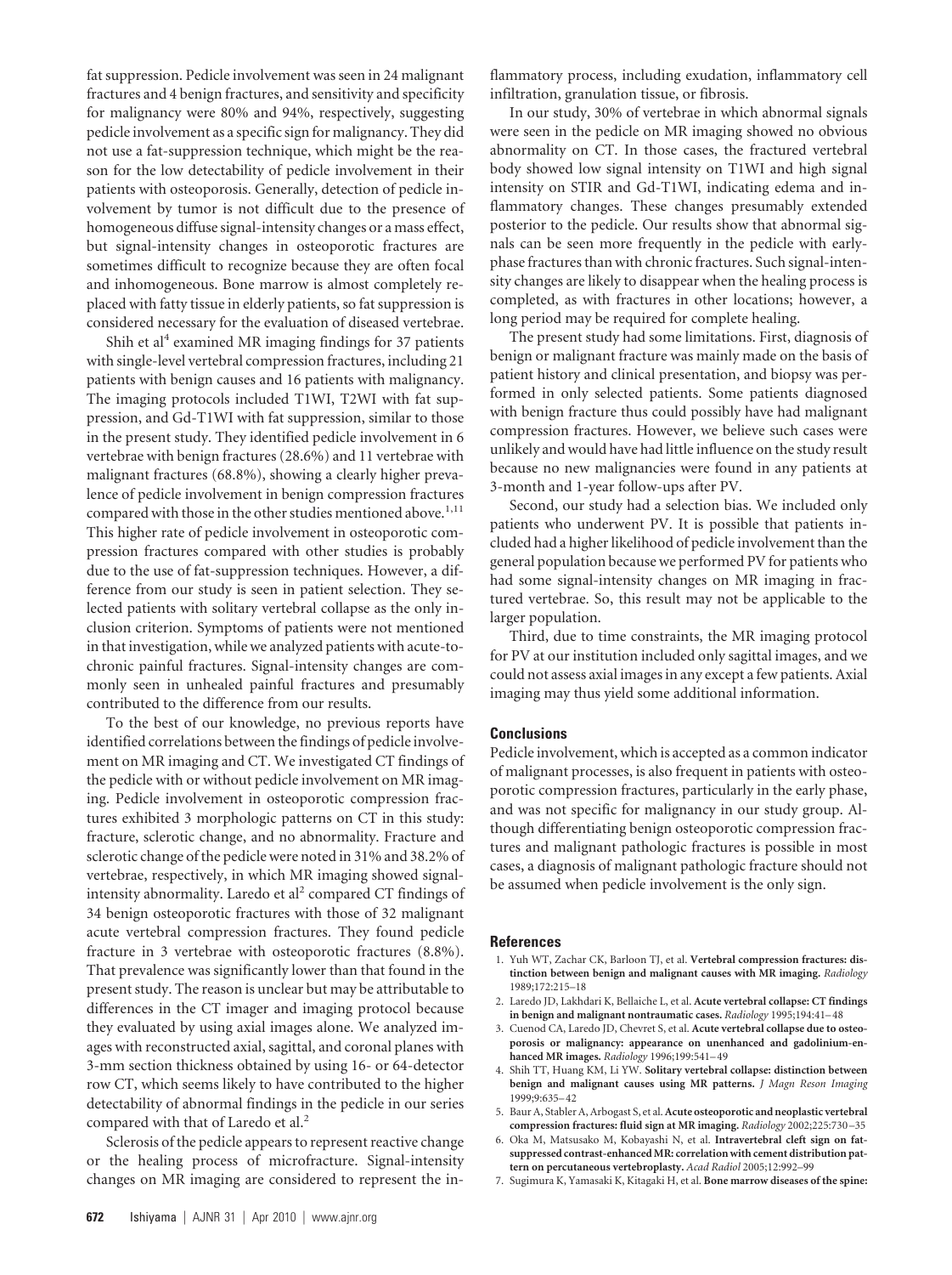fat suppression. Pedicle involvement was seen in 24 malignant fractures and 4 benign fractures, and sensitivity and specificity for malignancy were 80% and 94%, respectively, suggesting pedicle involvement as a specific sign for malignancy. They did not use a fat-suppression technique, which might be the reason for the low detectability of pedicle involvement in their patients with osteoporosis. Generally, detection of pedicle involvement by tumor is not difficult due to the presence of homogeneous diffuse signal-intensity changes or a mass effect, but signal-intensity changes in osteoporotic fractures are sometimes difficult to recognize because they are often focal and inhomogeneous. Bone marrow is almost completely replaced with fatty tissue in elderly patients, so fat suppression is considered necessary for the evaluation of diseased vertebrae.

Shih et al[4] examined MR imaging findings for 37 patients with single-level vertebral compression fractures, including 21 patients with benign causes and 16 patients with malignancy. The imaging protocols included T1WI, T2WI with fat suppression, and Gd-T1WI with fat suppression, similar to those in the present study. They identified pedicle involvement in 6 vertebrae with benign fractures (28.6%) and 11 vertebrae with malignant fractures (68.8%), showing a clearly higher prevalence of pedicle involvement in benign compression fractures compared with those in the other studies mentioned above.[1,11] This higher rate of pedicle involvement in osteoporotic compression fractures compared with other studies is probably due to the use of fat-suppression techniques. However, a difference from our study is seen in patient selection. They selected patients with solitary vertebral collapse as the only inclusion criterion. Symptoms of patients were not mentioned in that investigation, while we analyzed patients with acute-to-chronic painful fractures. Signal-intensity changes are commonly seen in unhealed painful fractures and presumably contributed to the difference from our results.

To the best of our knowledge, no previous reports have identified correlations between the findings of pedicle involvement on MR imaging and CT. We investigated CT findings of the pedicle with or without pedicle involvement on MR imaging. Pedicle involvement in osteoporotic compression fractures exhibited 3 morphologic patterns on CT in this study: fracture, sclerotic change, and no abnormality. Fracture and sclerotic change of the pedicle were noted in 31% and 38.2% of vertebrae, respectively, in which MR imaging showed signal-intensity abnormality. Laredo et al[2] compared CT findings of 34 benign osteoporotic fractures with those of 32 malignant acute vertebral compression fractures. They found pedicle fracture in 3 vertebrae with osteoporotic fractures (8.8%). That prevalence was significantly lower than that found in the present study. The reason is unclear but may be attributable to differences in the CT imager and imaging protocol because they evaluated by using axial images alone. We analyzed images with reconstructed axial, sagittal, and coronal planes with 3-mm section thickness obtained by using 16- or 64-detector row CT, which seems likely to have contributed to the higher detectability of abnormal findings in the pedicle in our series compared with that of Laredo et al.[2]

Sclerosis of the pedicle appears to represent reactive change or the healing process of microfracture. Signal-intensity changes on MR imaging are considered to represent the inflammatory process, including exudation, inflammatory cell infiltration, granulation tissue, or fibrosis.

In our study, 30% of vertebrae in which abnormal signals were seen in the pedicle on MR imaging showed no obvious abnormality on CT. In those cases, the fractured vertebral body showed low signal intensity on T1WI and high signal intensity on STIR and Gd-T1WI, indicating edema and inflammatory changes. These changes presumably extended posterior to the pedicle. Our results show that abnormal signals can be seen more frequently in the pedicle with early-phase fractures than with chronic fractures. Such signal-intensity changes are likely to disappear when the healing process is completed, as with fractures in other locations; however, a long period may be required for complete healing.

The present study had some limitations. First, diagnosis of benign or malignant fracture was mainly made on the basis of patient history and clinical presentation, and biopsy was performed in only selected patients. Some patients diagnosed with benign fracture thus could possibly have had malignant compression fractures. However, we believe such cases were unlikely and would have had little influence on the study result because no new malignancies were found in any patients at 3-month and 1-year follow-ups after PV.

Second, our study had a selection bias. We included only patients who underwent PV. It is possible that patients included had a higher likelihood of pedicle involvement than the general population because we performed PV for patients who had some signal-intensity changes on MR imaging in fractured vertebrae. So, this result may not be applicable to the larger population.

Third, due to time constraints, the MR imaging protocol for PV at our institution included only sagittal images, and we could not assess axial images in any except a few patients. Axial imaging may thus yield some additional information.

## Conclusions

Pedicle involvement, which is accepted as a common indicator of malignant processes, is also frequent in patients with osteoporotic compression fractures, particularly in the early phase, and was not specific for malignancy in our study group. Although differentiating benign osteoporotic compression fractures and malignant pathologic fractures is possible in most cases, a diagnosis of malignant pathologic fracture should not be assumed when pedicle involvement is the only sign.

## References

1. Yuh WT, Zachar CK, Barloon TJ, et al. **Vertebral compression fractures: distinction between benign and malignant causes with MR imaging.** *Radiology* 1989;172:215–18
2. Laredo JD, Lakhdari K, Bellaiche L, et al. **Acute vertebral collapse: CT findings in benign and malignant nontraumatic cases.** *Radiology* 1995;194:41–48
3. Cuenod CA, Laredo JD, Chevret S, et al. **Acute vertebral collapse due to osteoporosis or malignancy: appearance on unenhanced and gadolinium-enhanced MR images.** *Radiology* 1996;199:541–49
4. Shih TT, Huang KM, Li YW. **Solitary vertebral collapse: distinction between benign and malignant causes using MR patterns.** *J Magn Reson Imaging* 1999;9:635–42
5. Baur A, Stabler A, Arbogast S, et al. **Acute osteoporotic and neoplastic vertebral compression fractures: fluid sign at MR imaging.** *Radiology* 2002;225:730–35
6. Oka M, Matsusako M, Kobayashi N, et al. **Intravertebral cleft sign on fat-suppressed contrast-enhanced MR: correlation with cement distribution pattern on percutaneous vertebroplasty.** *Acad Radiol* 2005;12:992–99
7. Sugimura K, Yamasaki K, Kitagaki H, et al. **Bone marrow diseases of the spine:**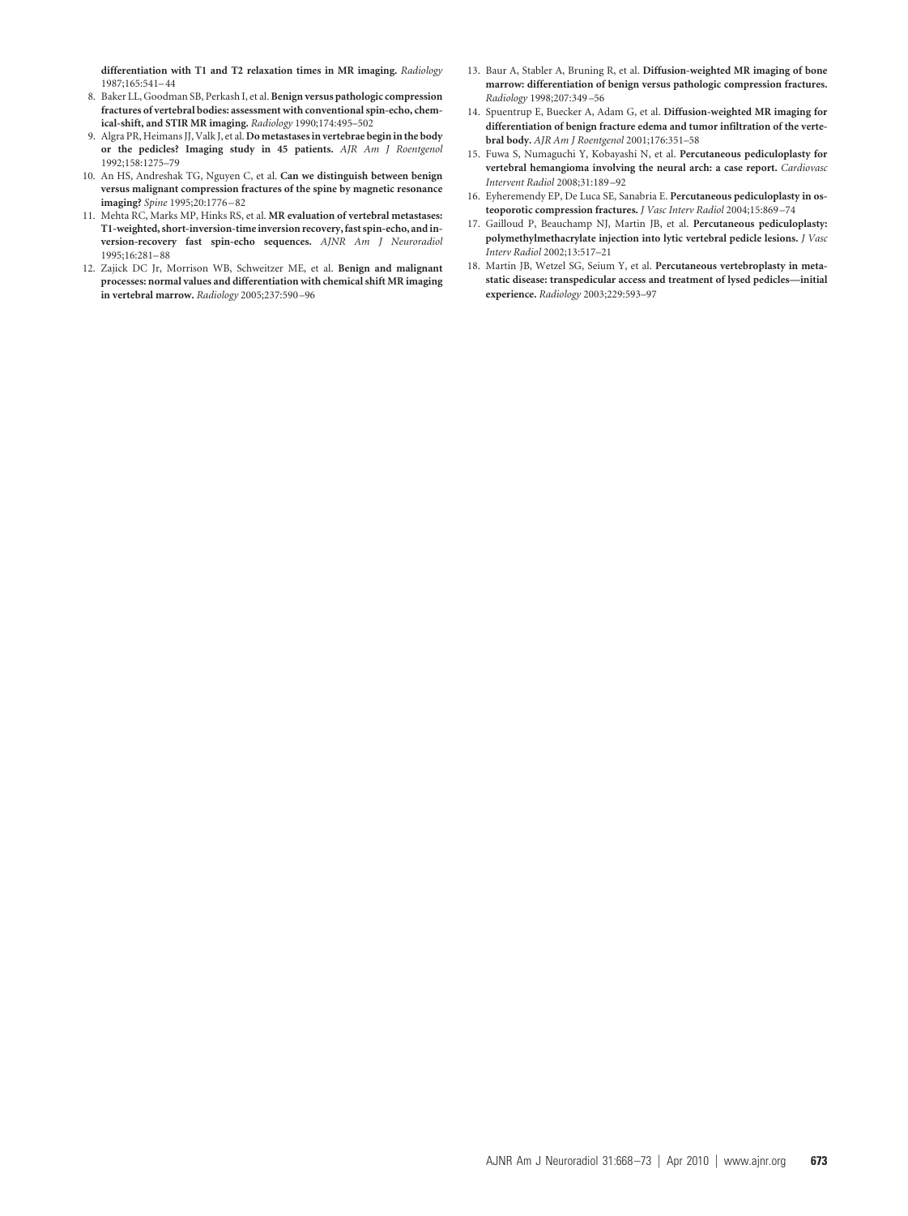differentiation with T1 and T2 relaxation times in MR imaging. *Radiology* 1987;165:541–44

8. Baker LL, Goodman SB, Perkash I, et al. **Benign versus pathologic compression fractures of vertebral bodies: assessment with conventional spin-echo, chemical-shift, and STIR MR imaging.** *Radiology* 1990;174:495–502
9. Algra PR, Heimans JJ, Valk J, et al. **Do metastases in vertebrae begin in the body or the pedicles? Imaging study in 45 patients.** *AJR Am J Roentgenol* 1992;158:1275–79
10. An HS, Andreshak TG, Nguyen C, et al. **Can we distinguish between benign versus malignant compression fractures of the spine by magnetic resonance imaging?** *Spine* 1995;20:1776–82
11. Mehta RC, Marks MP, Hinks RS, et al. **MR evaluation of vertebral metastases: T1-weighted, short-inversion-time inversion recovery, fast spin-echo, and inversion-recovery fast spin-echo sequences.** *AJNR Am J Neuroradiol* 1995;16:281–88
12. Zajick DC Jr, Morrison WB, Schweitzer ME, et al. **Benign and malignant processes: normal values and differentiation with chemical shift MR imaging in vertebral marrow.** *Radiology* 2005;237:590–96
13. Baur A, Stabler A, Bruning R, et al. **Diffusion-weighted MR imaging of bone marrow: differentiation of benign versus pathologic compression fractures.** *Radiology* 1998;207:349–56
14. Spuentrup E, Buecker A, Adam G, et al. **Diffusion-weighted MR imaging for differentiation of benign fracture edema and tumor infiltration of the vertebral body.** *AJR Am J Roentgenol* 2001;176:351–58
15. Fuwa S, Numaguchi Y, Kobayashi N, et al. **Percutaneous pediculoplasty for vertebral hemangioma involving the neural arch: a case report.** *Cardiovasc Intervent Radiol* 2008;31:189–92
16. Eyheremendy EP, De Luca SE, Sanabria E. **Percutaneous pediculoplasty in osteoporotic compression fractures.** *J Vasc Interv Radiol* 2004;15:869–74
17. Gailloud P, Beauchamp NJ, Martin JB, et al. **Percutaneous pediculoplasty: polymethylmethacrylate injection into lytic vertebral pedicle lesions.** *J Vasc Interv Radiol* 2002;13:517–21
18. Martin JB, Wetzel SG, Seium Y, et al. **Percutaneous vertebroplasty in metastatic disease: transpedicular access and treatment of lysed pedicles—initial experience.** *Radiology* 2003;229:593–97